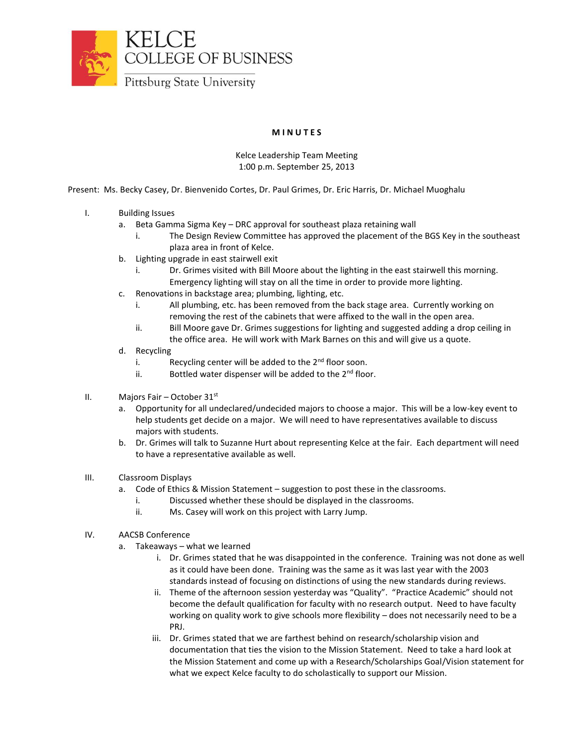KELCE
COLLEGE OF BUSINESS
Pittsburg State University

**MINUTES**

Kelce Leadership Team Meeting
1:00 p.m. September 25, 2013

Present: Ms. Becky Casey, Dr. Bienvenido Cortes, Dr. Paul Grimes, Dr. Eric Harris, Dr. Michael Muoghalu

I. Building Issues
   a. Beta Gamma Sigma Key – DRC approval for southeast plaza retaining wall
      i. The Design Review Committee has approved the placement of the BGS Key in the southeast plaza area in front of Kelce.
   b. Lighting upgrade in east stairwell exit
      i. Dr. Grimes visited with Bill Moore about the lighting in the east stairwell this morning. Emergency lighting will stay on all the time in order to provide more lighting.
   c. Renovations in backstage area; plumbing, lighting, etc.
      i. All plumbing, etc. has been removed from the back stage area. Currently working on removing the rest of the cabinets that were affixed to the wall in the open area.
      ii. Bill Moore gave Dr. Grimes suggestions for lighting and suggested adding a drop ceiling in the office area. He will work with Mark Barnes on this and will give us a quote.
   d. Recycling
      i. Recycling center will be added to the 2nd floor soon.
      ii. Bottled water dispenser will be added to the 2nd floor.

II. Majors Fair – October 31st
   a. Opportunity for all undeclared/undecided majors to choose a major. This will be a low-key event to help students get decide on a major. We will need to have representatives available to discuss majors with students.
   b. Dr. Grimes will talk to Suzanne Hurt about representing Kelce at the fair. Each department will need to have a representative available as well.

III. Classroom Displays
   a. Code of Ethics & Mission Statement – suggestion to post these in the classrooms.
      i. Discussed whether these should be displayed in the classrooms.
      ii. Ms. Casey will work on this project with Larry Jump.

IV. AACSB Conference
   a. Takeaways – what we learned
      i. Dr. Grimes stated that he was disappointed in the conference. Training was not done as well as it could have been done. Training was the same as it was last year with the 2003 standards instead of focusing on distinctions of using the new standards during reviews.
      ii. Theme of the afternoon session yesterday was "Quality". "Practice Academic" should not become the default qualification for faculty with no research output. Need to have faculty working on quality work to give schools more flexibility – does not necessarily need to be a PRJ.
      iii. Dr. Grimes stated that we are farthest behind on research/scholarship vision and documentation that ties the vision to the Mission Statement. Need to take a hard look at the Mission Statement and come up with a Research/Scholarships Goal/Vision statement for what we expect Kelce faculty to do scholastically to support our Mission.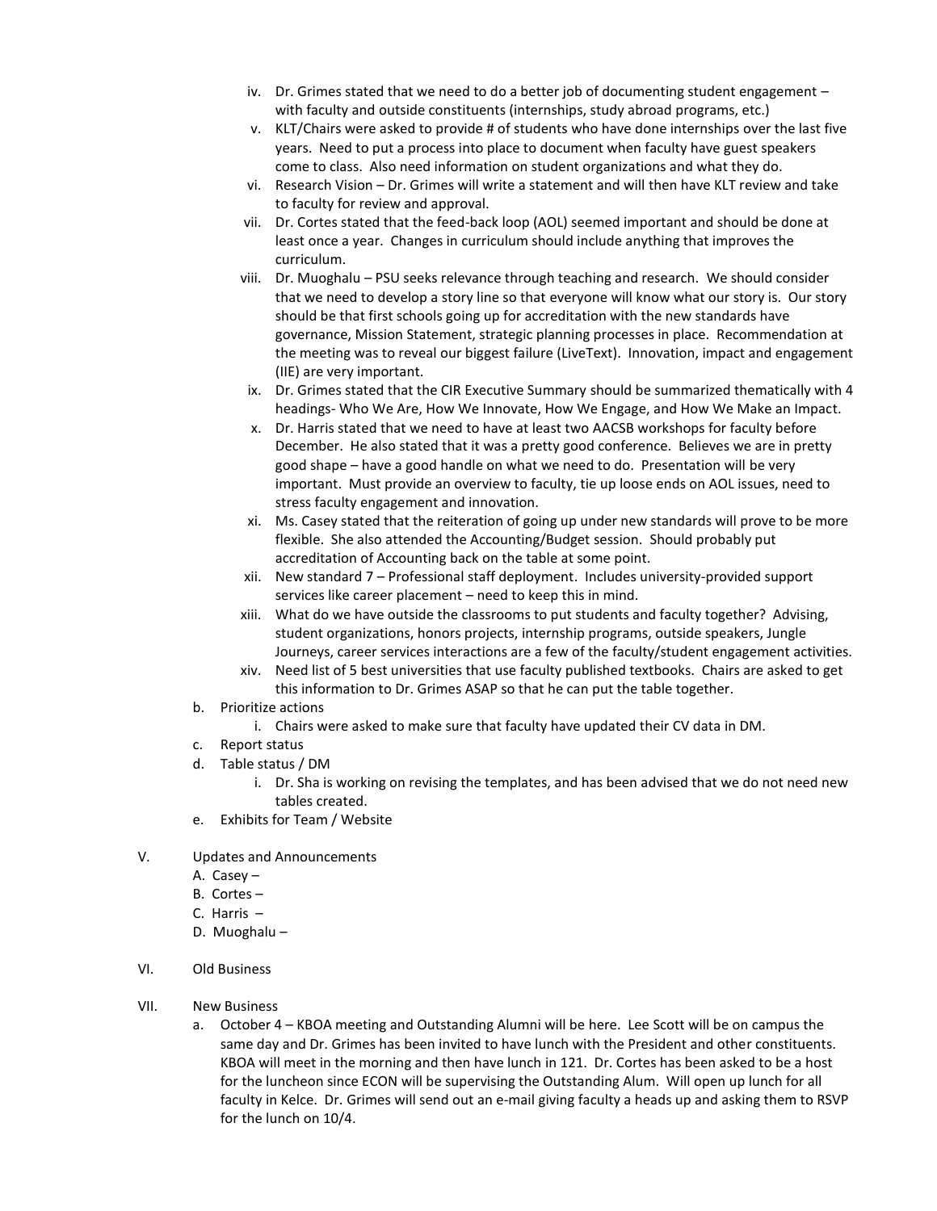iv. Dr. Grimes stated that we need to do a better job of documenting student engagement – with faculty and outside constituents (internships, study abroad programs, etc.)

v. KLT/Chairs were asked to provide # of students who have done internships over the last five years. Need to put a process into place to document when faculty have guest speakers come to class. Also need information on student organizations and what they do.

vi. Research Vision – Dr. Grimes will write a statement and will then have KLT review and take to faculty for review and approval.

vii. Dr. Cortes stated that the feed-back loop (AOL) seemed important and should be done at least once a year. Changes in curriculum should include anything that improves the curriculum.

viii. Dr. Muoghalu – PSU seeks relevance through teaching and research. We should consider that we need to develop a story line so that everyone will know what our story is. Our story should be that first schools going up for accreditation with the new standards have governance, Mission Statement, strategic planning processes in place. Recommendation at the meeting was to reveal our biggest failure (LiveText). Innovation, impact and engagement (IIE) are very important.

ix. Dr. Grimes stated that the CIR Executive Summary should be summarized thematically with 4 headings- Who We Are, How We Innovate, How We Engage, and How We Make an Impact.

x. Dr. Harris stated that we need to have at least two AACSB workshops for faculty before December. He also stated that it was a pretty good conference. Believes we are in pretty good shape – have a good handle on what we need to do. Presentation will be very important. Must provide an overview to faculty, tie up loose ends on AOL issues, need to stress faculty engagement and innovation.

xi. Ms. Casey stated that the reiteration of going up under new standards will prove to be more flexible. She also attended the Accounting/Budget session. Should probably put accreditation of Accounting back on the table at some point.

xii. New standard 7 – Professional staff deployment. Includes university-provided support services like career placement – need to keep this in mind.

xiii. What do we have outside the classrooms to put students and faculty together? Advising, student organizations, honors projects, internship programs, outside speakers, Jungle Journeys, career services interactions are a few of the faculty/student engagement activities.

xiv. Need list of 5 best universities that use faculty published textbooks. Chairs are asked to get this information to Dr. Grimes ASAP so that he can put the table together.

b. Prioritize actions
   i. Chairs were asked to make sure that faculty have updated their CV data in DM.

c. Report status

d. Table status / DM
   i. Dr. Sha is working on revising the templates, and has been advised that we do not need new tables created.

e. Exhibits for Team / Website

V. Updates and Announcements
   A. Casey –
   B. Cortes –
   C. Harris –
   D. Muoghalu –

VI. Old Business

VII. New Business

a. October 4 – KBOA meeting and Outstanding Alumni will be here. Lee Scott will be on campus the same day and Dr. Grimes has been invited to have lunch with the President and other constituents. KBOA will meet in the morning and then have lunch in 121. Dr. Cortes has been asked to be a host for the luncheon since ECON will be supervising the Outstanding Alum. Will open up lunch for all faculty in Kelce. Dr. Grimes will send out an e-mail giving faculty a heads up and asking them to RSVP for the lunch on 10/4.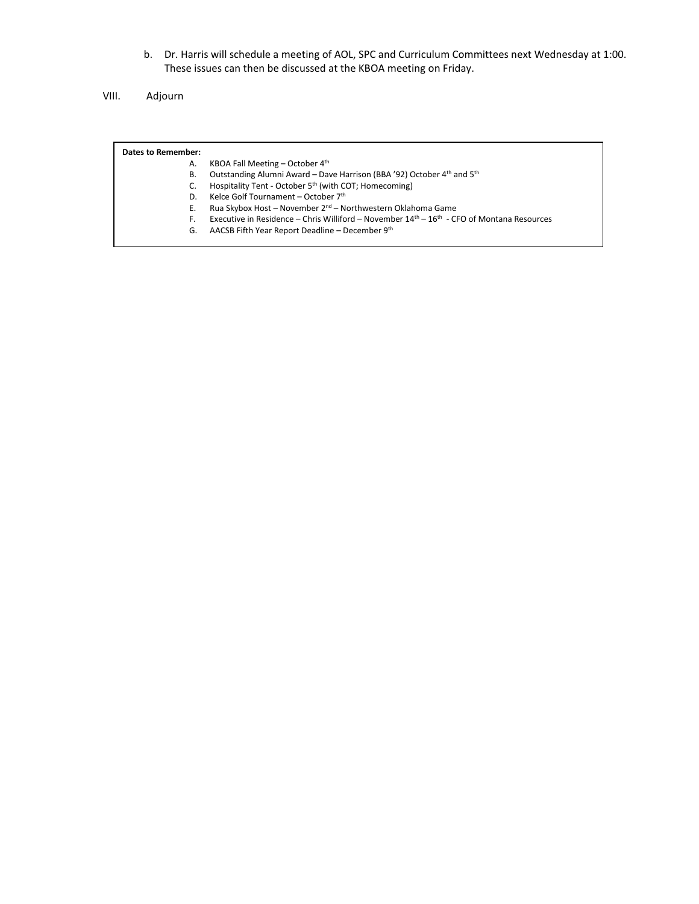b. Dr. Harris will schedule a meeting of AOL, SPC and Curriculum Committees next Wednesday at 1:00. These issues can then be discussed at the KBOA meeting on Friday.

VIII. Adjourn

**Dates to Remember:**

A. KBOA Fall Meeting – October 4th
B. Outstanding Alumni Award – Dave Harrison (BBA '92) October 4th and 5th
C. Hospitality Tent - October 5th (with COT; Homecoming)
D. Kelce Golf Tournament – October 7th
E. Rua Skybox Host – November 2nd – Northwestern Oklahoma Game
F. Executive in Residence – Chris Williford – November 14th – 16th - CFO of Montana Resources
G. AACSB Fifth Year Report Deadline – December 9th